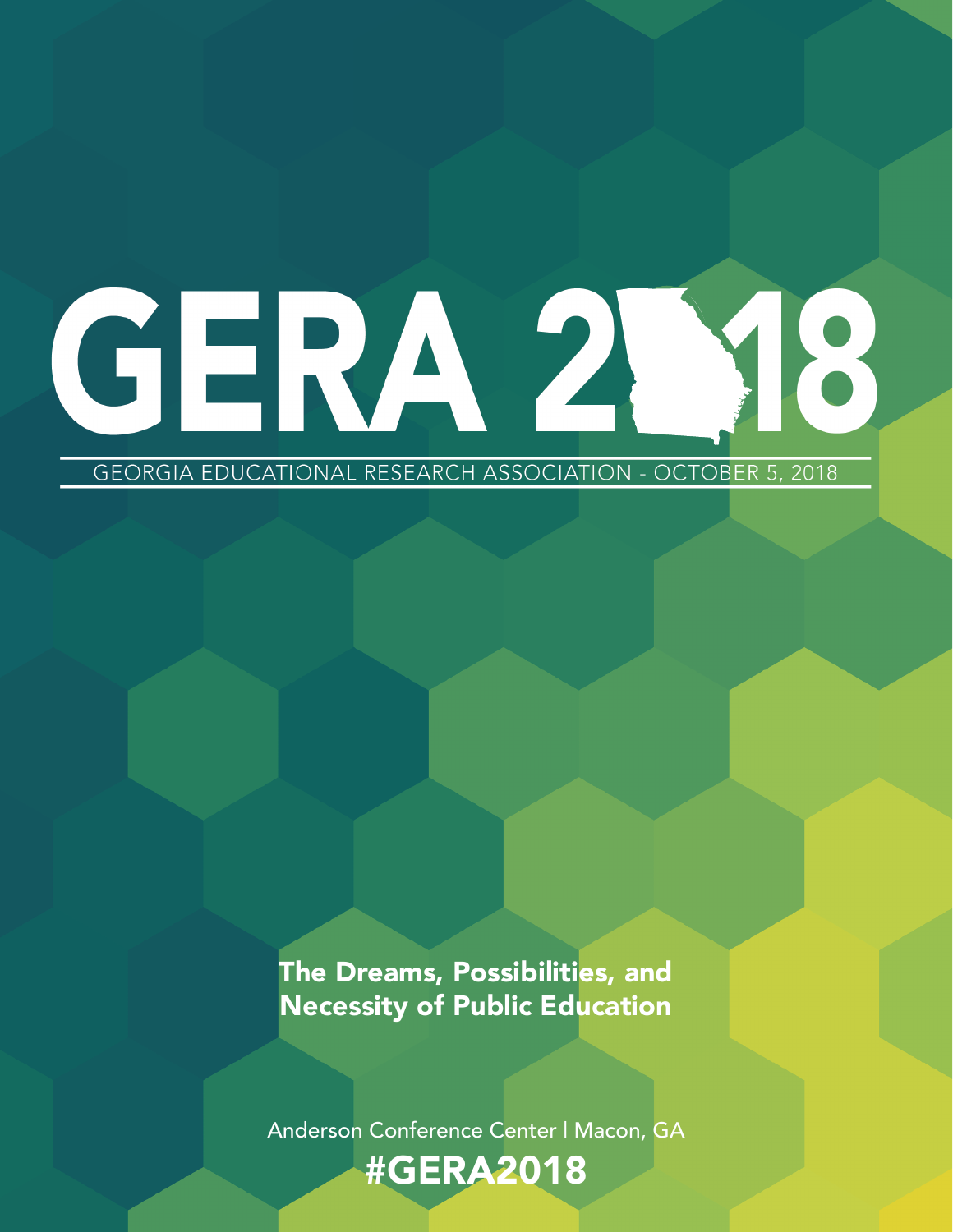# GERA 2018

GEORGIA EDUCATIONAL RESEARCH ASSOCIATION - OCTOBER 5, 2018

## The Dreams, Possibilities, and Necessity of Public Education

Anderson Conference Center | Macon, GA

#GERA2018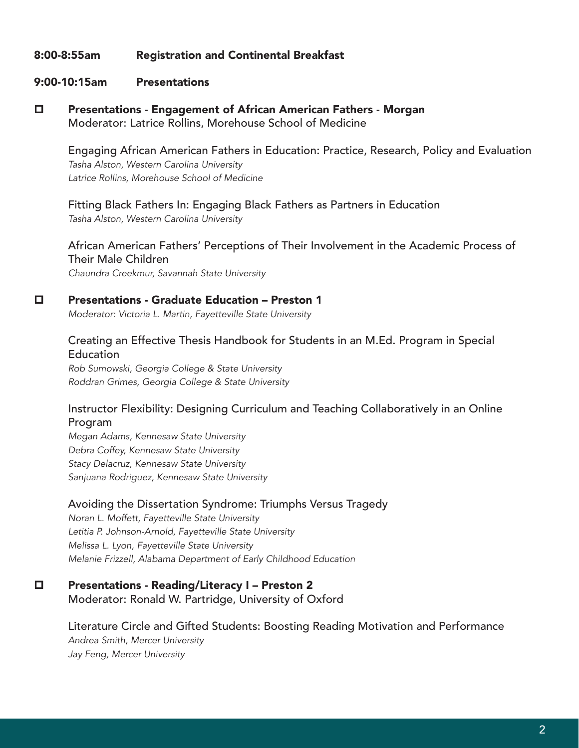**8:00-8:55am Registration and Continental Breakfast**

**9:00-10:15am Presentations**

- **Presentations - Engagement of African American Fathers - Morgan**
  Moderator: Latrice Rollins, Morehouse School of Medicine

  Engaging African American Fathers in Education: Practice, Research, Policy and Evaluation
  *Tasha Alston, Western Carolina University*
  *Latrice Rollins, Morehouse School of Medicine*

  Fitting Black Fathers In: Engaging Black Fathers as Partners in Education
  *Tasha Alston, Western Carolina University*

  African American Fathers' Perceptions of Their Involvement in the Academic Process of Their Male Children
  *Chaundra Creekmur, Savannah State University*

- **Presentations - Graduate Education – Preston 1**
  *Moderator: Victoria L. Martin, Fayetteville State University*

  Creating an Effective Thesis Handbook for Students in an M.Ed. Program in Special Education
  *Rob Sumowski, Georgia College & State University*
  *Roddran Grimes, Georgia College & State University*

  Instructor Flexibility: Designing Curriculum and Teaching Collaboratively in an Online Program
  *Megan Adams, Kennesaw State University*
  *Debra Coffey, Kennesaw State University*
  *Stacy Delacruz, Kennesaw State University*
  *Sanjuana Rodriguez, Kennesaw State University*

  Avoiding the Dissertation Syndrome: Triumphs Versus Tragedy
  *Noran L. Moffett, Fayetteville State University*
  *Letitia P. Johnson-Arnold, Fayetteville State University*
  *Melissa L. Lyon, Fayetteville State University*
  *Melanie Frizzell, Alabama Department of Early Childhood Education*

- **Presentations - Reading/Literacy I – Preston 2**
  Moderator: Ronald W. Partridge, University of Oxford

  Literature Circle and Gifted Students: Boosting Reading Motivation and Performance
  *Andrea Smith, Mercer University*
  *Jay Feng, Mercer University*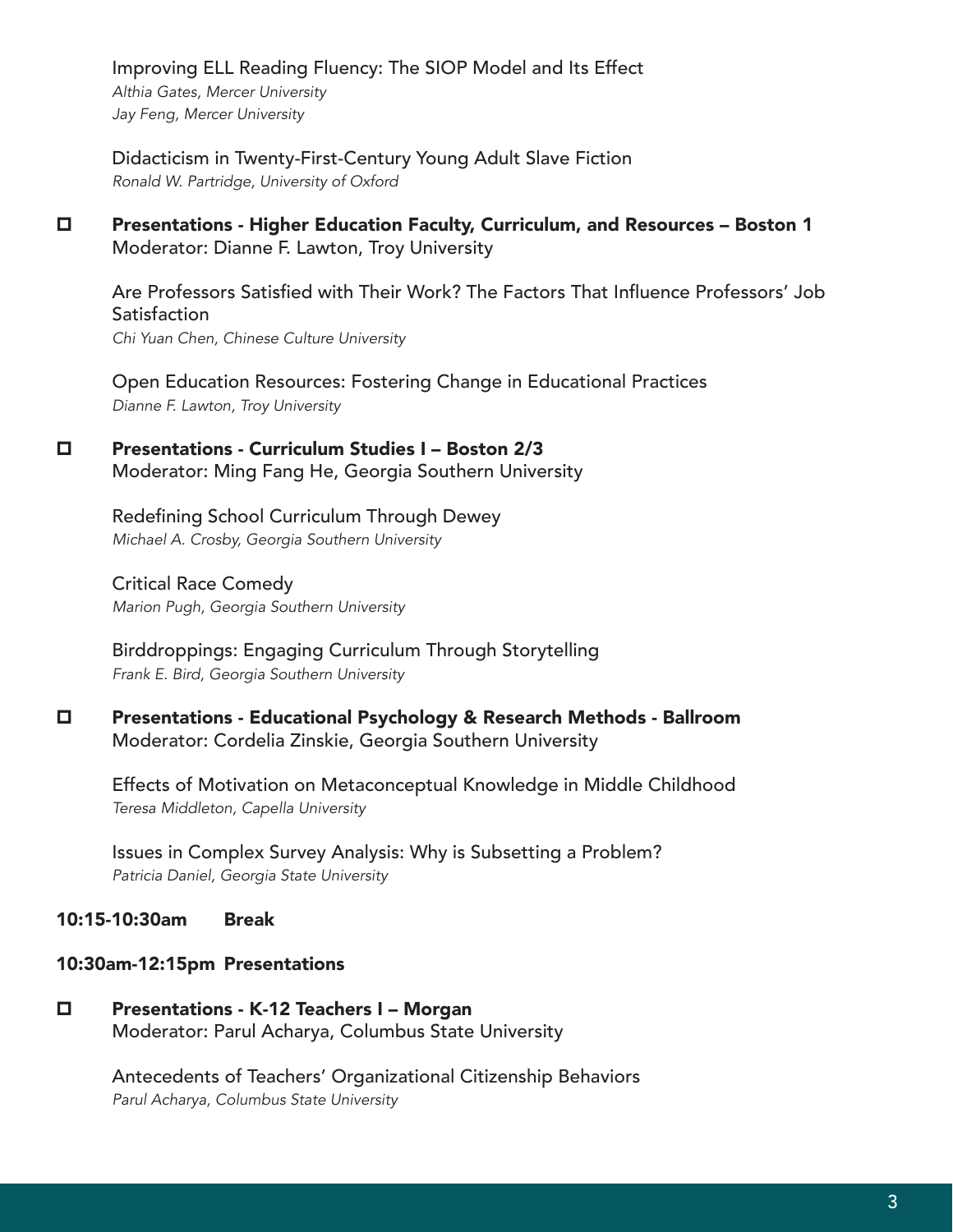Improving ELL Reading Fluency: The SIOP Model and Its Effect
*Althia Gates, Mercer University*
*Jay Feng, Mercer University*

Didacticism in Twenty-First-Century Young Adult Slave Fiction
*Ronald W. Partridge, University of Oxford*

- **Presentations - Higher Education Faculty, Curriculum, and Resources – Boston 1**
  Moderator: Dianne F. Lawton, Troy University

  Are Professors Satisfied with Their Work? The Factors That Influence Professors' Job Satisfaction
  *Chi Yuan Chen, Chinese Culture University*

  Open Education Resources: Fostering Change in Educational Practices
  *Dianne F. Lawton, Troy University*

- **Presentations - Curriculum Studies I – Boston 2/3**
  Moderator: Ming Fang He, Georgia Southern University

  Redefining School Curriculum Through Dewey
  *Michael A. Crosby, Georgia Southern University*

  Critical Race Comedy
  *Marion Pugh, Georgia Southern University*

  Birddroppings: Engaging Curriculum Through Storytelling
  *Frank E. Bird, Georgia Southern University*

- **Presentations - Educational Psychology & Research Methods - Ballroom**
  Moderator: Cordelia Zinskie, Georgia Southern University

  Effects of Motivation on Metaconceptual Knowledge in Middle Childhood
  *Teresa Middleton, Capella University*

  Issues in Complex Survey Analysis: Why is Subsetting a Problem?
  *Patricia Daniel, Georgia State University*

**10:15-10:30am Break**

**10:30am-12:15pm Presentations**

- **Presentations - K-12 Teachers I – Morgan**
  Moderator: Parul Acharya, Columbus State University

  Antecedents of Teachers' Organizational Citizenship Behaviors
  *Parul Acharya, Columbus State University*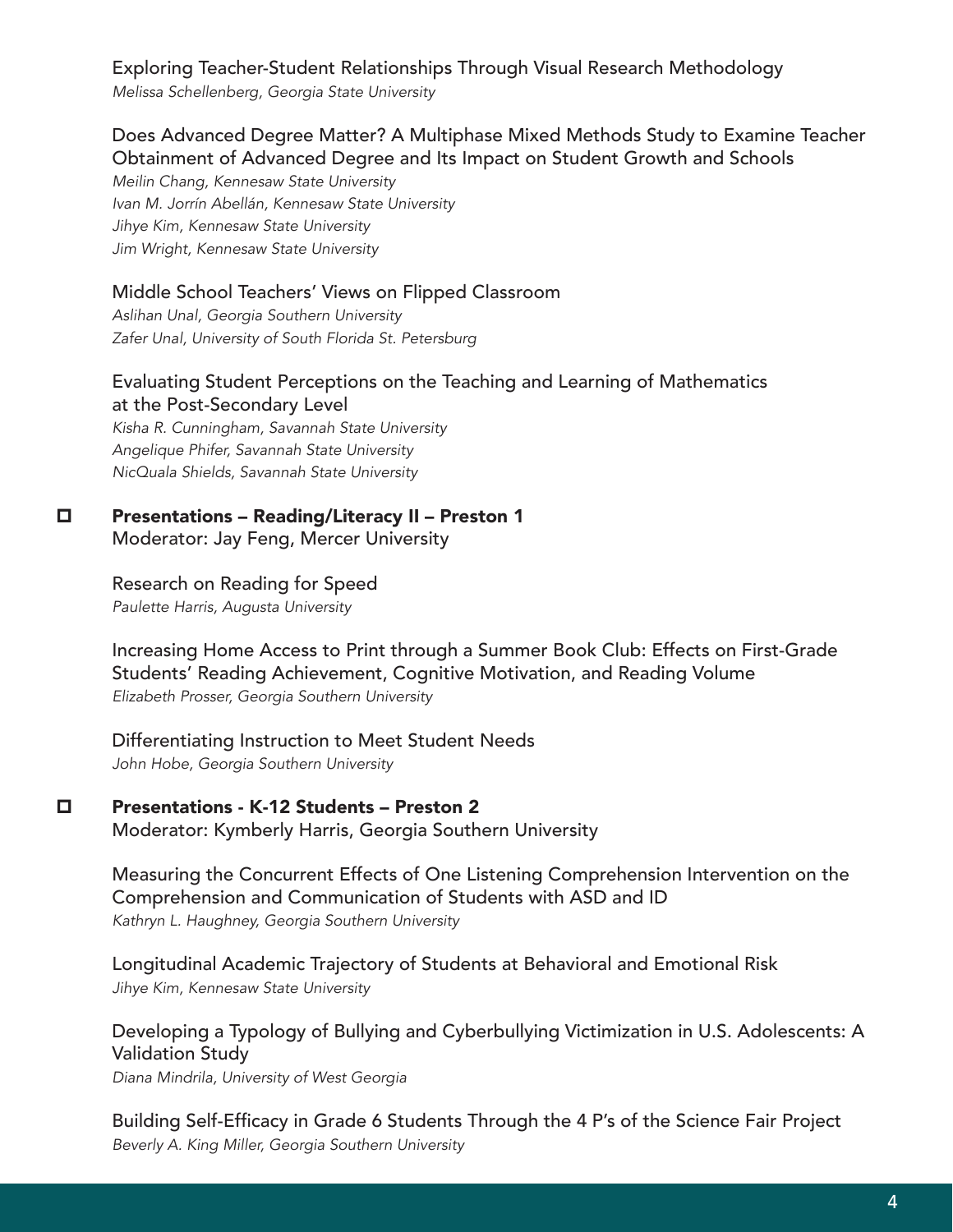Exploring Teacher-Student Relationships Through Visual Research Methodology
*Melissa Schellenberg, Georgia State University*

Does Advanced Degree Matter? A Multiphase Mixed Methods Study to Examine Teacher Obtainment of Advanced Degree and Its Impact on Student Growth and Schools
*Meilin Chang, Kennesaw State University*
*Ivan M. Jorrín Abellán, Kennesaw State University*
*Jihye Kim, Kennesaw State University*
*Jim Wright, Kennesaw State University*

Middle School Teachers' Views on Flipped Classroom
*Aslihan Unal, Georgia Southern University*
*Zafer Unal, University of South Florida St. Petersburg*

Evaluating Student Perceptions on the Teaching and Learning of Mathematics at the Post-Secondary Level
*Kisha R. Cunningham, Savannah State University*
*Angelique Phifer, Savannah State University*
*NicQuala Shields, Savannah State University*

- **Presentations – Reading/Literacy II – Preston 1**
  Moderator: Jay Feng, Mercer University

Research on Reading for Speed
*Paulette Harris, Augusta University*

Increasing Home Access to Print through a Summer Book Club: Effects on First-Grade Students' Reading Achievement, Cognitive Motivation, and Reading Volume
*Elizabeth Prosser, Georgia Southern University*

Differentiating Instruction to Meet Student Needs
*John Hobe, Georgia Southern University*

- **Presentations - K-12 Students – Preston 2**
  Moderator: Kymberly Harris, Georgia Southern University

Measuring the Concurrent Effects of One Listening Comprehension Intervention on the Comprehension and Communication of Students with ASD and ID
*Kathryn L. Haughney, Georgia Southern University*

Longitudinal Academic Trajectory of Students at Behavioral and Emotional Risk
*Jihye Kim, Kennesaw State University*

Developing a Typology of Bullying and Cyberbullying Victimization in U.S. Adolescents: A Validation Study
*Diana Mindrila, University of West Georgia*

Building Self-Efficacy in Grade 6 Students Through the 4 P's of the Science Fair Project
*Beverly A. King Miller, Georgia Southern University*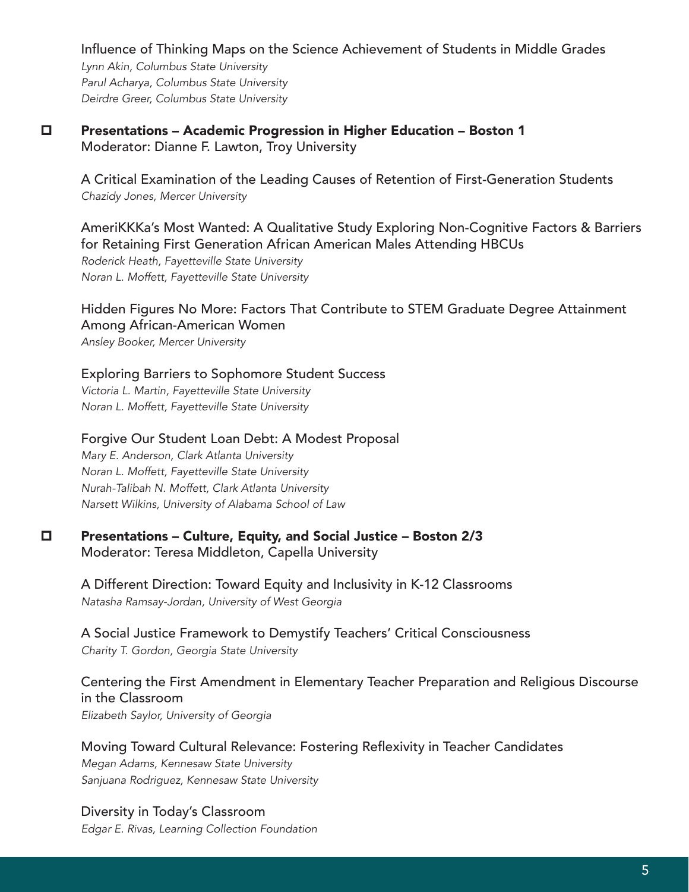Influence of Thinking Maps on the Science Achievement of Students in Middle Grades
*Lynn Akin, Columbus State University*
*Parul Acharya, Columbus State University*
*Deirdre Greer, Columbus State University*

- [ ] **Presentations – Academic Progression in Higher Education – Boston 1**
Moderator: Dianne F. Lawton, Troy University

A Critical Examination of the Leading Causes of Retention of First-Generation Students
*Chazidy Jones, Mercer University*

AmeriKKKa's Most Wanted: A Qualitative Study Exploring Non-Cognitive Factors & Barriers for Retaining First Generation African American Males Attending HBCUs
*Roderick Heath, Fayetteville State University*
*Noran L. Moffett, Fayetteville State University*

Hidden Figures No More: Factors That Contribute to STEM Graduate Degree Attainment Among African-American Women
*Ansley Booker, Mercer University*

Exploring Barriers to Sophomore Student Success
*Victoria L. Martin, Fayetteville State University*
*Noran L. Moffett, Fayetteville State University*

Forgive Our Student Loan Debt: A Modest Proposal
*Mary E. Anderson, Clark Atlanta University*
*Noran L. Moffett, Fayetteville State University*
*Nurah-Talibah N. Moffett, Clark Atlanta University*
*Narsett Wilkins, University of Alabama School of Law*

- [ ] **Presentations – Culture, Equity, and Social Justice – Boston 2/3**
Moderator: Teresa Middleton, Capella University

A Different Direction: Toward Equity and Inclusivity in K-12 Classrooms
*Natasha Ramsay-Jordan, University of West Georgia*

A Social Justice Framework to Demystify Teachers' Critical Consciousness
*Charity T. Gordon, Georgia State University*

Centering the First Amendment in Elementary Teacher Preparation and Religious Discourse in the Classroom
*Elizabeth Saylor, University of Georgia*

Moving Toward Cultural Relevance: Fostering Reflexivity in Teacher Candidates
*Megan Adams, Kennesaw State University*
*Sanjuana Rodriguez, Kennesaw State University*

Diversity in Today's Classroom
*Edgar E. Rivas, Learning Collection Foundation*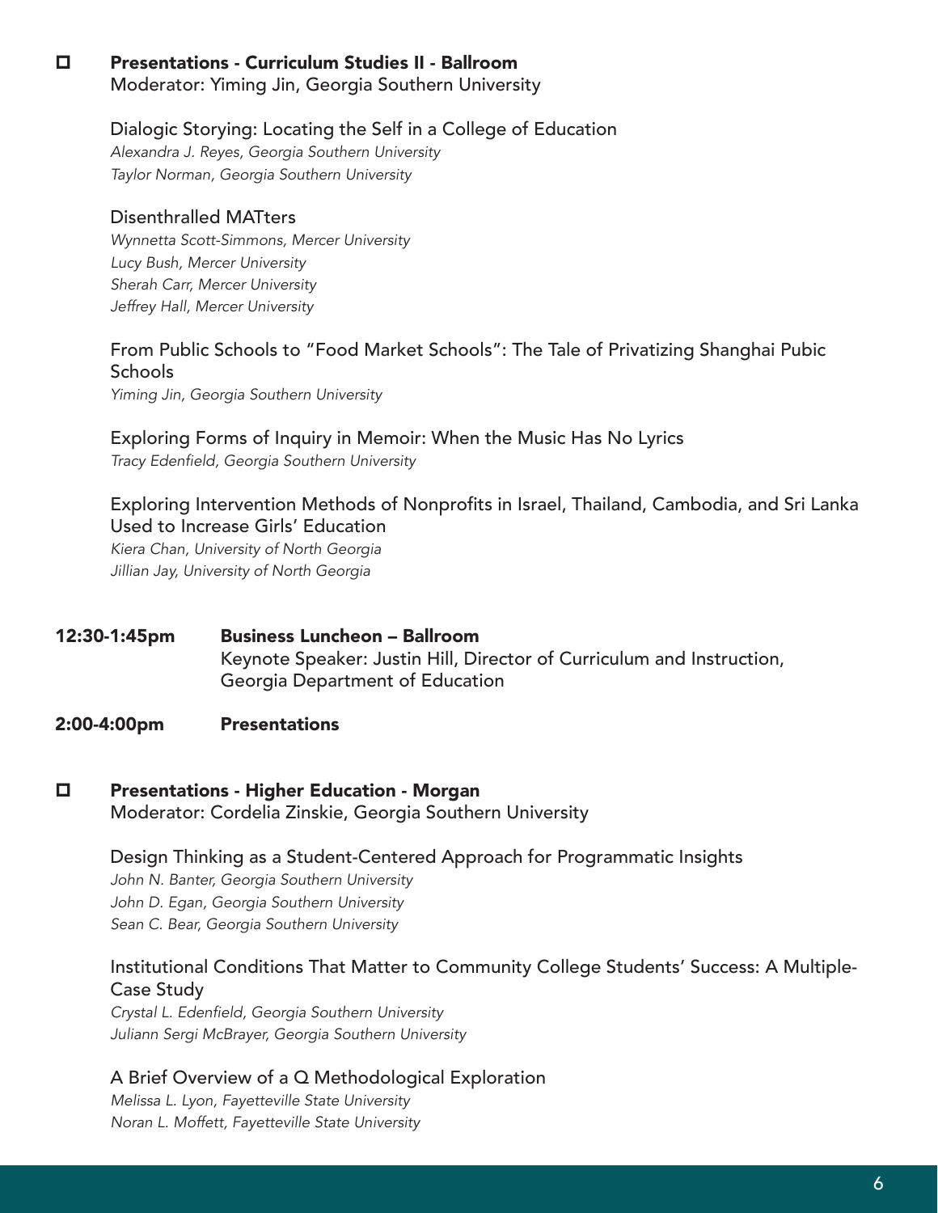- **Presentations - Curriculum Studies II - Ballroom**
  Moderator: Yiming Jin, Georgia Southern University

  Dialogic Storying: Locating the Self in a College of Education
  *Alexandra J. Reyes, Georgia Southern University*
  *Taylor Norman, Georgia Southern University*

  Disenthralled MATters
  *Wynnetta Scott-Simmons, Mercer University*
  *Lucy Bush, Mercer University*
  *Sherah Carr, Mercer University*
  *Jeffrey Hall, Mercer University*

  From Public Schools to "Food Market Schools": The Tale of Privatizing Shanghai Pubic Schools
  *Yiming Jin, Georgia Southern University*

  Exploring Forms of Inquiry in Memoir: When the Music Has No Lyrics
  *Tracy Edenfield, Georgia Southern University*

  Exploring Intervention Methods of Nonprofits in Israel, Thailand, Cambodia, and Sri Lanka Used to Increase Girls' Education
  *Kiera Chan, University of North Georgia*
  *Jillian Jay, University of North Georgia*

**12:30-1:45pm** **Business Luncheon – Ballroom**
Keynote Speaker: Justin Hill, Director of Curriculum and Instruction, Georgia Department of Education

**2:00-4:00pm** **Presentations**

- **Presentations - Higher Education - Morgan**
  Moderator: Cordelia Zinskie, Georgia Southern University

  Design Thinking as a Student-Centered Approach for Programmatic Insights
  *John N. Banter, Georgia Southern University*
  *John D. Egan, Georgia Southern University*
  *Sean C. Bear, Georgia Southern University*

  Institutional Conditions That Matter to Community College Students' Success: A Multiple-Case Study
  *Crystal L. Edenfield, Georgia Southern University*
  *Juliann Sergi McBrayer, Georgia Southern University*

  A Brief Overview of a Q Methodological Exploration
  *Melissa L. Lyon, Fayetteville State University*
  *Noran L. Moffett, Fayetteville State University*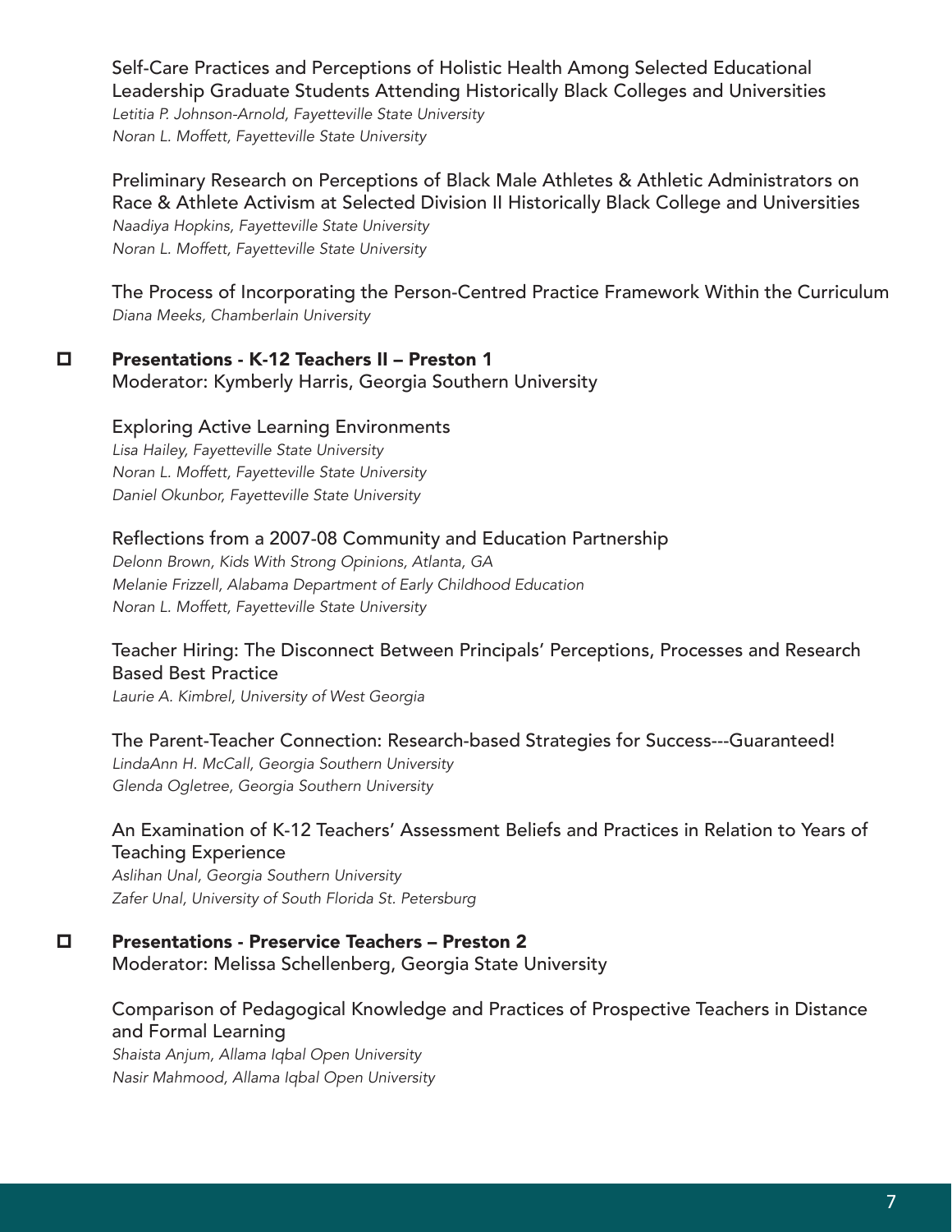Self-Care Practices and Perceptions of Holistic Health Among Selected Educational Leadership Graduate Students Attending Historically Black Colleges and Universities
*Letitia P. Johnson-Arnold, Fayetteville State University*
*Noran L. Moffett, Fayetteville State University*

Preliminary Research on Perceptions of Black Male Athletes & Athletic Administrators on Race & Athlete Activism at Selected Division II Historically Black College and Universities
*Naadiya Hopkins, Fayetteville State University*
*Noran L. Moffett, Fayetteville State University*

The Process of Incorporating the Person-Centred Practice Framework Within the Curriculum
*Diana Meeks, Chamberlain University*

- **Presentations - K-12 Teachers II – Preston 1**
  Moderator: Kymberly Harris, Georgia Southern University

Exploring Active Learning Environments
*Lisa Hailey, Fayetteville State University*
*Noran L. Moffett, Fayetteville State University*
*Daniel Okunbor, Fayetteville State University*

Reflections from a 2007-08 Community and Education Partnership
*Delonn Brown, Kids With Strong Opinions, Atlanta, GA*
*Melanie Frizzell, Alabama Department of Early Childhood Education*
*Noran L. Moffett, Fayetteville State University*

Teacher Hiring: The Disconnect Between Principals' Perceptions, Processes and Research Based Best Practice
*Laurie A. Kimbrel, University of West Georgia*

The Parent-Teacher Connection: Research-based Strategies for Success---Guaranteed!
*LindaAnn H. McCall, Georgia Southern University*
*Glenda Ogletree, Georgia Southern University*

An Examination of K-12 Teachers' Assessment Beliefs and Practices in Relation to Years of Teaching Experience
*Aslihan Unal, Georgia Southern University*
*Zafer Unal, University of South Florida St. Petersburg*

- **Presentations - Preservice Teachers – Preston 2**
  Moderator: Melissa Schellenberg, Georgia State University

Comparison of Pedagogical Knowledge and Practices of Prospective Teachers in Distance and Formal Learning
*Shaista Anjum, Allama Iqbal Open University*
*Nasir Mahmood, Allama Iqbal Open University*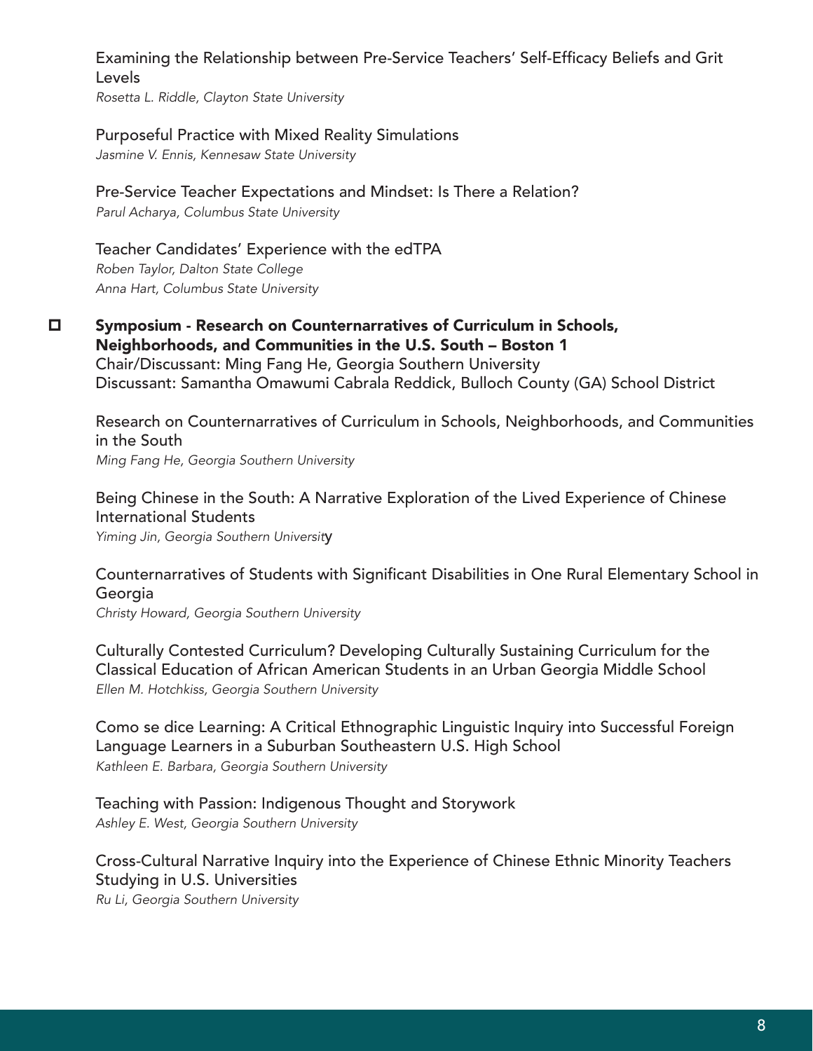Examining the Relationship between Pre-Service Teachers' Self-Efficacy Beliefs and Grit Levels
*Rosetta L. Riddle, Clayton State University*

Purposeful Practice with Mixed Reality Simulations
*Jasmine V. Ennis, Kennesaw State University*

Pre-Service Teacher Expectations and Mindset: Is There a Relation?
*Parul Acharya, Columbus State University*

Teacher Candidates' Experience with the edTPA
*Roben Taylor, Dalton State College*
*Anna Hart, Columbus State University*

- [ ] **Symposium - Research on Counternarratives of Curriculum in Schools, Neighborhoods, and Communities in the U.S. South – Boston 1**
Chair/Discussant: Ming Fang He, Georgia Southern University
Discussant: Samantha Omawumi Cabrala Reddick, Bulloch County (GA) School District

Research on Counternarratives of Curriculum in Schools, Neighborhoods, and Communities in the South
*Ming Fang He, Georgia Southern University*

Being Chinese in the South: A Narrative Exploration of the Lived Experience of Chinese International Students
*Yiming Jin, Georgia Southern University*

Counternarratives of Students with Significant Disabilities in One Rural Elementary School in Georgia
*Christy Howard, Georgia Southern University*

Culturally Contested Curriculum? Developing Culturally Sustaining Curriculum for the Classical Education of African American Students in an Urban Georgia Middle School
*Ellen M. Hotchkiss, Georgia Southern University*

Como se dice Learning: A Critical Ethnographic Linguistic Inquiry into Successful Foreign Language Learners in a Suburban Southeastern U.S. High School
*Kathleen E. Barbara, Georgia Southern University*

Teaching with Passion: Indigenous Thought and Storywork
*Ashley E. West, Georgia Southern University*

Cross-Cultural Narrative Inquiry into the Experience of Chinese Ethnic Minority Teachers Studying in U.S. Universities
*Ru Li, Georgia Southern University*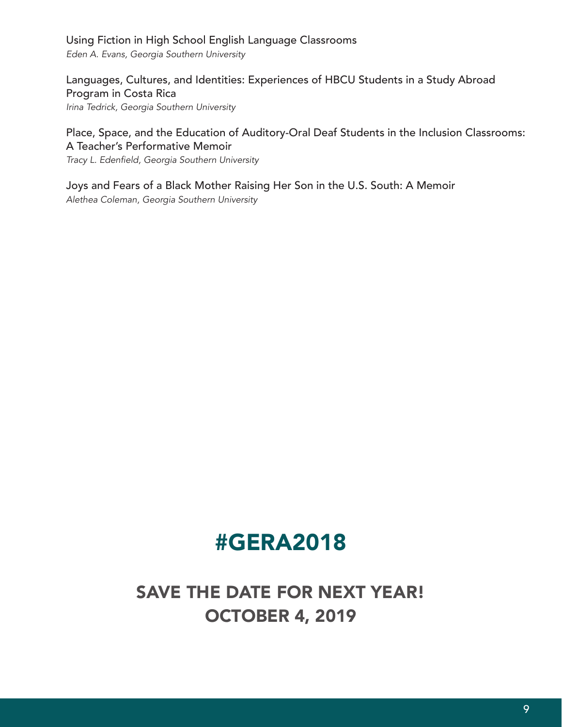Using Fiction in High School English Language Classrooms
*Eden A. Evans, Georgia Southern University*

Languages, Cultures, and Identities: Experiences of HBCU Students in a Study Abroad Program in Costa Rica
*Irina Tedrick, Georgia Southern University*

Place, Space, and the Education of Auditory-Oral Deaf Students in the Inclusion Classrooms: A Teacher's Performative Memoir
*Tracy L. Edenfield, Georgia Southern University*

Joys and Fears of a Black Mother Raising Her Son in the U.S. South: A Memoir
*Alethea Coleman, Georgia Southern University*

# #GERA2018

## SAVE THE DATE FOR NEXT YEAR!
## OCTOBER 4, 2019